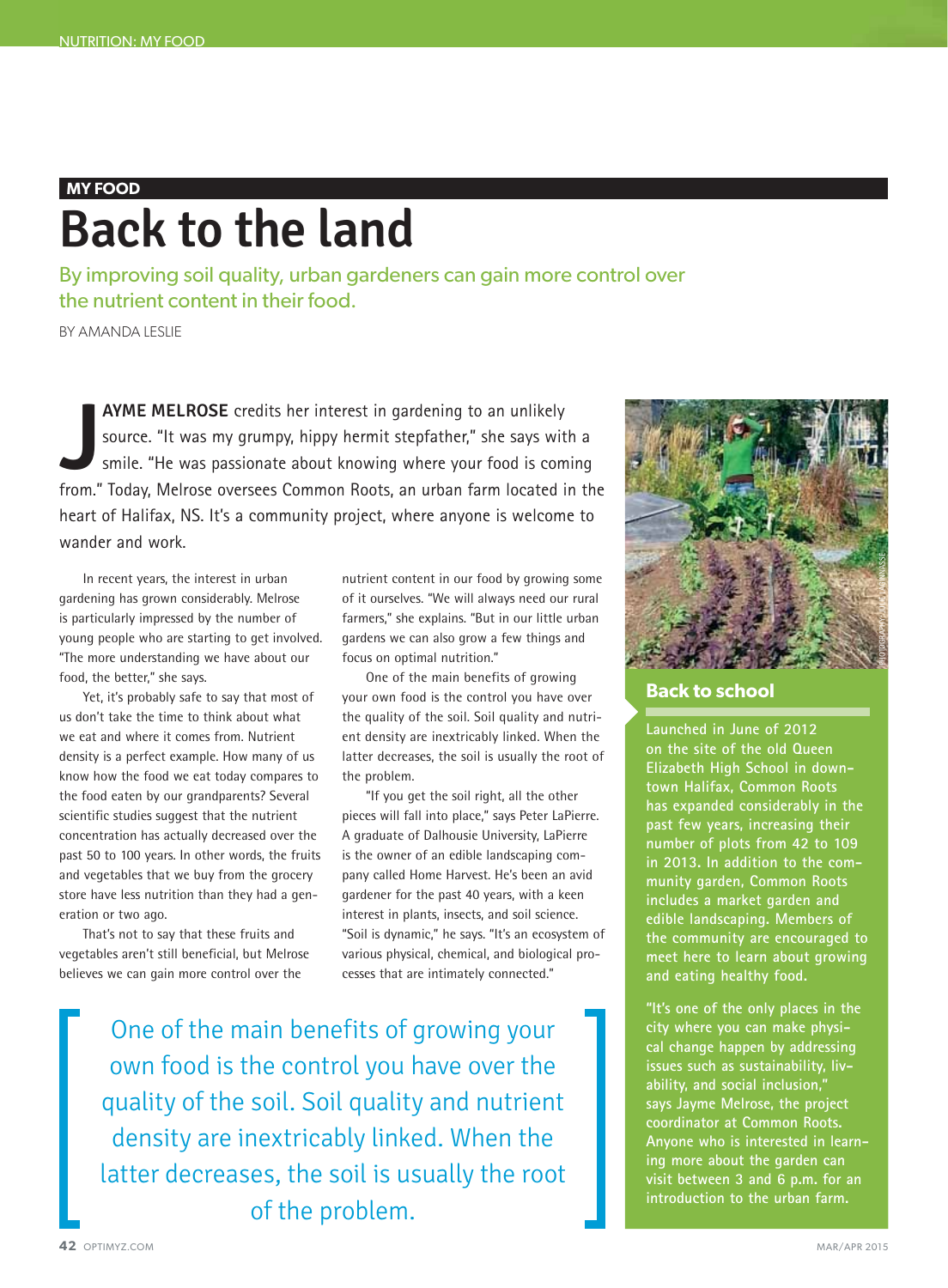NUTRITION: MY FOOD

**MY FOOD**

# Back to the land

By improving soil quality, urban gardeners can gain more control over the nutrient content in their food.

BY AMANDA LESLIE

**JAYME MELROSE** credits her interest in gardening to an unlikely source. "It was my grumpy, hippy hermit stepfather," she says with a smile. "He was passionate about knowing where your food is coming from." Today, Melrose oversees Common Roots, an urban farm located in the heart of Halifax, NS. It's a community project, where anyone is welcome to wander and work.

In recent years, the interest in urban gardening has grown considerably. Melrose is particularly impressed by the number of young people who are starting to get involved. "The more understanding we have about our food, the better," she says.

Yet, it's probably safe to say that most of us don't take the time to think about what we eat and where it comes from. Nutrient density is a perfect example. How many of us know how the food we eat today compares to the food eaten by our grandparents? Several scientific studies suggest that the nutrient concentration has actually decreased over the past 50 to 100 years. In other words, the fruits and vegetables that we buy from the grocery store have less nutrition than they had a generation or two ago.

That's not to say that these fruits and vegetables aren't still beneficial, but Melrose believes we can gain more control over the nutrient content in our food by growing some of it ourselves. "We will always need our rural farmers," she explains. "But in our little urban gardens we can also grow a few things and focus on optimal nutrition."

One of the main benefits of growing your own food is the control you have over the quality of the soil. Soil quality and nutrient density are inextricably linked. When the latter decreases, the soil is usually the root of the problem.

"If you get the soil right, all the other pieces will fall into place," says Peter LaPierre. A graduate of Dalhousie University, LaPierre is the owner of an edible landscaping company called Home Harvest. He's been an avid gardener for the past 40 years, with a keen interest in plants, insects, and soil science. "Soil is dynamic," he says. "It's an ecosystem of various physical, chemical, and biological processes that are intimately connected."

> One of the main benefits of growing your own food is the control you have over the quality of the soil. Soil quality and nutrient density are inextricably linked. When the latter decreases, the soil is usually the root of the problem.

## Back to school

Launched in June of 2012 on the site of the old Queen Elizabeth High School in downtown Halifax, Common Roots has expanded considerably in the past few years, increasing their number of plots from 42 to 109 in 2013. In addition to the community garden, Common Roots includes a market garden and edible landscaping. Members of the community are encouraged to meet here to learn about growing and eating healthy food.

"It's one of the only places in the city where you can make physical change happen by addressing issues such as sustainability, livability, and social inclusion," says Jayme Melrose, the project coordinator at Common Roots. Anyone who is interested in learning more about the garden can visit between 3 and 6 p.m. for an introduction to the urban farm.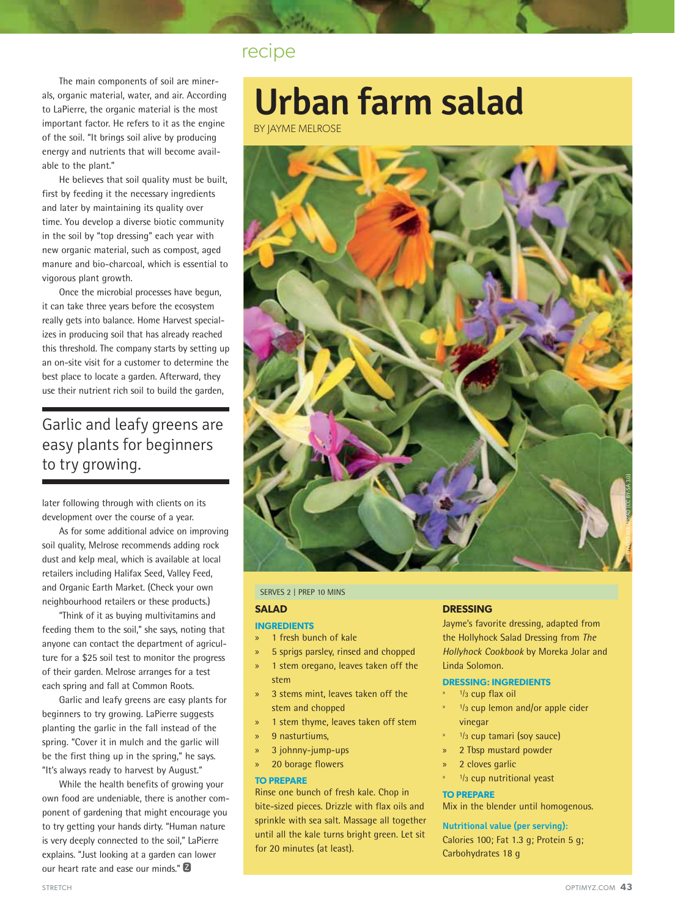The main components of soil are minerals, organic material, water, and air. According to LaPierre, the organic material is the most important factor. He refers to it as the engine of the soil. "It brings soil alive by producing energy and nutrients that will become available to the plant."

He believes that soil quality must be built, first by feeding it the necessary ingredients and later by maintaining its quality over time. You develop a diverse biotic community in the soil by "top dressing" each year with new organic material, such as compost, aged manure and bio-charcoal, which is essential to vigorous plant growth.

Once the microbial processes have begun, it can take three years before the ecosystem really gets into balance. Home Harvest specializes in producing soil that has already reached this threshold. The company starts by setting up an on-site visit for a customer to determine the best place to locate a garden. Afterward, they use their nutrient rich soil to build the garden, later following through with clients on its development over the course of a year.

> Garlic and leafy greens are easy plants for beginners to try growing.

As for some additional advice on improving soil quality, Melrose recommends adding rock dust and kelp meal, which is available at local retailers including Halifax Seed, Valley Feed, and Organic Earth Market. (Check your own neighbourhood retailers or these products.)

"Think of it as buying multivitamins and feeding them to the soil," she says, noting that anyone can contact the department of agriculture for a $25 soil test to monitor the progress of their garden. Melrose arranges for a test each spring and fall at Common Roots.

Garlic and leafy greens are easy plants for beginners to try growing. LaPierre suggests planting the garlic in the fall instead of the spring. "Cover it in mulch and the garlic will be the first thing up in the spring," he says. "It's always ready to harvest by August."

While the health benefits of growing your own food are undeniable, there is another component of gardening that might encourage you to try getting your hands dirty. "Human nature is very deeply connected to the soil," LaPierre explains. "Just looking at a garden can lower our heart rate and ease our minds." Z

recipe

# Urban farm salad

BY JAYME MELROSE

SERVES 2 | PREP 10 MINS

## SALAD

### INGREDIENTS

- 1 fresh bunch of kale
- 5 sprigs parsley, rinsed and chopped
- 1 stem oregano, leaves taken off the stem
- 3 stems mint, leaves taken off the stem and chopped
- 1 stem thyme, leaves taken off stem
- 9 nasturtiums,
- 3 johnny-jump-ups
- 20 borage flowers

### TO PREPARE

Rinse one bunch of fresh kale. Chop in bite-sized pieces. Drizzle with flax oils and sprinkle with sea salt. Massage all together until all the kale turns bright green. Let sit for 20 minutes (at least).

## DRESSING

Jayme's favorite dressing, adapted from the Hollyhock Salad Dressing from *The Hollyhock Cookbook* by Moreka Jolar and Linda Solomon.

### DRESSING: INGREDIENTS

- 1/3 cup flax oil
- 1/3 cup lemon and/or apple cider vinegar
- 1/3 cup tamari (soy sauce)
- 2 Tbsp mustard powder
- 2 cloves garlic
- 1/3 cup nutritional yeast

### TO PREPARE

Mix in the blender until homogenous.

**Nutritional value (per serving):**
Calories 100; Fat 1.3 g; Protein 5 g; Carbohydrates 18 g